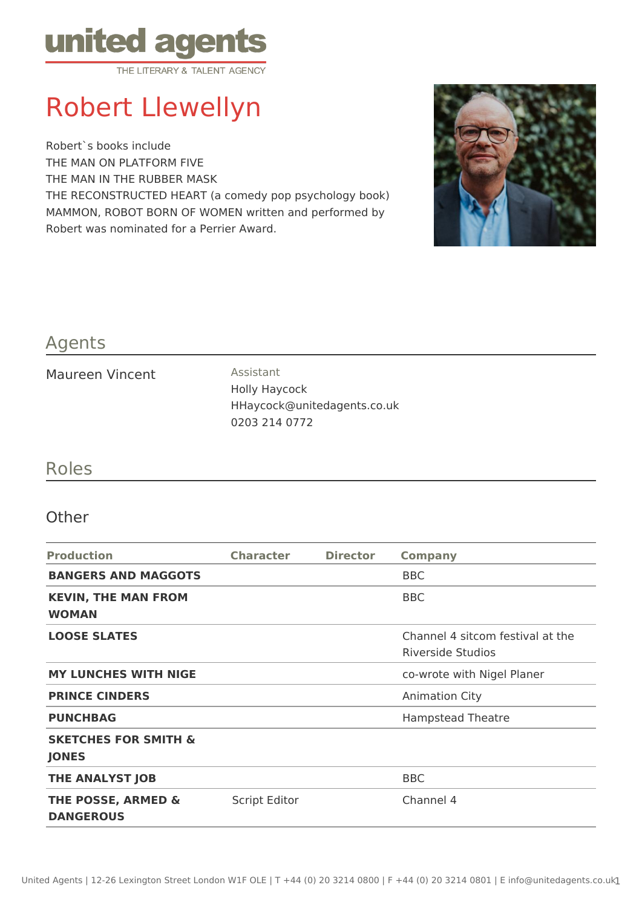united agents
THE LITERARY & TALENT AGENCY

# Robert Llewellyn

Robert`s books include
THE MAN ON PLATFORM FIVE
THE MAN IN THE RUBBER MASK
THE RECONSTRUCTED HEART (a comedy pop psychology book)
MAMMON, ROBOT BORN OF WOMEN written and performed by Robert was nominated for a Perrier Award.

## Agents

Maureen Vincent

Assistant
Holly Haycock
HHaycock@unitedagents.co.uk
0203 214 0772

## Roles

### Other

| Production | Character | Director | Company |
|---|---|---|---|
| **BANGERS AND MAGGOTS** | | | BBC |
| **KEVIN, THE MAN FROM WOMAN** | | | BBC |
| **LOOSE SLATES** | | | Channel 4 sitcom festival at the Riverside Studios |
| **MY LUNCHES WITH NIGE** | | | co-wrote with Nigel Planer |
| **PRINCE CINDERS** | | | Animation City |
| **PUNCHBAG** | | | Hampstead Theatre |
| **SKETCHES FOR SMITH & JONES** | | | |
| **THE ANALYST JOB** | | | BBC |
| **THE POSSE, ARMED & DANGEROUS** | Script Editor | | Channel 4 |

United Agents | 12-26 Lexington Street London W1F OLE | T +44 (0) 20 3214 0800 | F +44 (0) 20 3214 0801 | E info@unitedagents.co.uk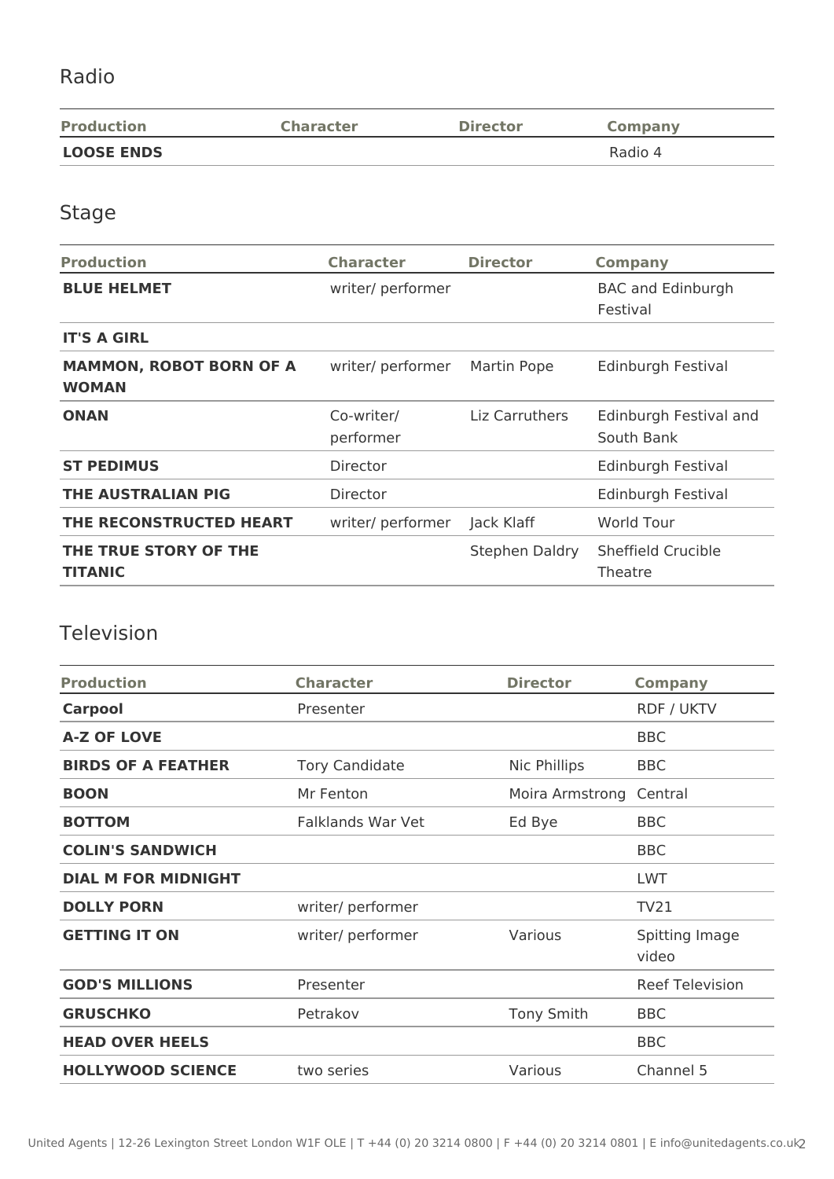## Radio

| Production | Character | Director | Company |
|---|---|---|---|
| **LOOSE ENDS** | | | Radio 4 |

## Stage

| Production | Character | Director | Company |
|---|---|---|---|
| **BLUE HELMET** | writer/ performer | | BAC and Edinburgh Festival |
| **IT'S A GIRL** | | | |
| **MAMMON, ROBOT BORN OF A WOMAN** | writer/ performer | Martin Pope | Edinburgh Festival |
| **ONAN** | Co-writer/ performer | Liz Carruthers | Edinburgh Festival and South Bank |
| **ST PEDIMUS** | Director | | Edinburgh Festival |
| **THE AUSTRALIAN PIG** | Director | | Edinburgh Festival |
| **THE RECONSTRUCTED HEART** | writer/ performer | Jack Klaff | World Tour |
| **THE TRUE STORY OF THE TITANIC** | | Stephen Daldry | Sheffield Crucible Theatre |

## Television

| Production | Character | Director | Company |
|---|---|---|---|
| **Carpool** | Presenter | | RDF / UKTV |
| **A-Z OF LOVE** | | | BBC |
| **BIRDS OF A FEATHER** | Tory Candidate | Nic Phillips | BBC |
| **BOON** | Mr Fenton | Moira Armstrong | Central |
| **BOTTOM** | Falklands War Vet | Ed Bye | BBC |
| **COLIN'S SANDWICH** | | | BBC |
| **DIAL M FOR MIDNIGHT** | | | LWT |
| **DOLLY PORN** | writer/ performer | | TV21 |
| **GETTING IT ON** | writer/ performer | Various | Spitting Image video |
| **GOD'S MILLIONS** | Presenter | | Reef Television |
| **GRUSCHKO** | Petrakov | Tony Smith | BBC |
| **HEAD OVER HEELS** | | | BBC |
| **HOLLYWOOD SCIENCE** | two series | Various | Channel 5 |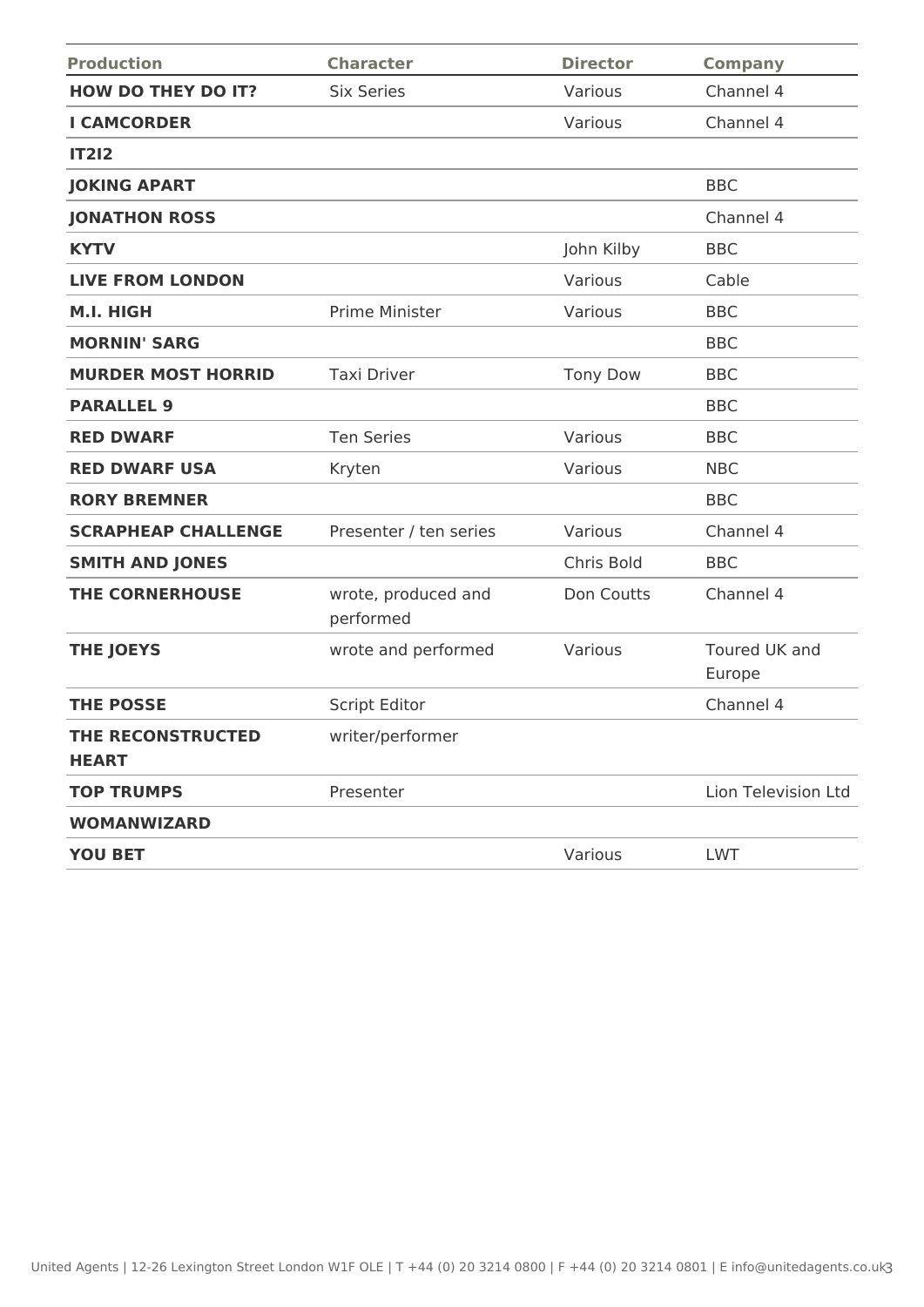| Production | Character | Director | Company |
|---|---|---|---|
| **HOW DO THEY DO IT?** | Six Series | Various | Channel 4 |
| **I CAMCORDER** | | Various | Channel 4 |
| **IT2I2** | | | |
| **JOKING APART** | | | BBC |
| **JONATHON ROSS** | | | Channel 4 |
| **KYTV** | | John Kilby | BBC |
| **LIVE FROM LONDON** | | Various | Cable |
| **M.I. HIGH** | Prime Minister | Various | BBC |
| **MORNIN' SARG** | | | BBC |
| **MURDER MOST HORRID** | Taxi Driver | Tony Dow | BBC |
| **PARALLEL 9** | | | BBC |
| **RED DWARF** | Ten Series | Various | BBC |
| **RED DWARF USA** | Kryten | Various | NBC |
| **RORY BREMNER** | | | BBC |
| **SCRAPHEAP CHALLENGE** | Presenter / ten series | Various | Channel 4 |
| **SMITH AND JONES** | | Chris Bold | BBC |
| **THE CORNERHOUSE** | wrote, produced and performed | Don Coutts | Channel 4 |
| **THE JOEYS** | wrote and performed | Various | Toured UK and Europe |
| **THE POSSE** | Script Editor | | Channel 4 |
| **THE RECONSTRUCTED HEART** | writer/performer | | |
| **TOP TRUMPS** | Presenter | | Lion Television Ltd |
| **WOMANWIZARD** | | | |
| **YOU BET** | | Various | LWT |